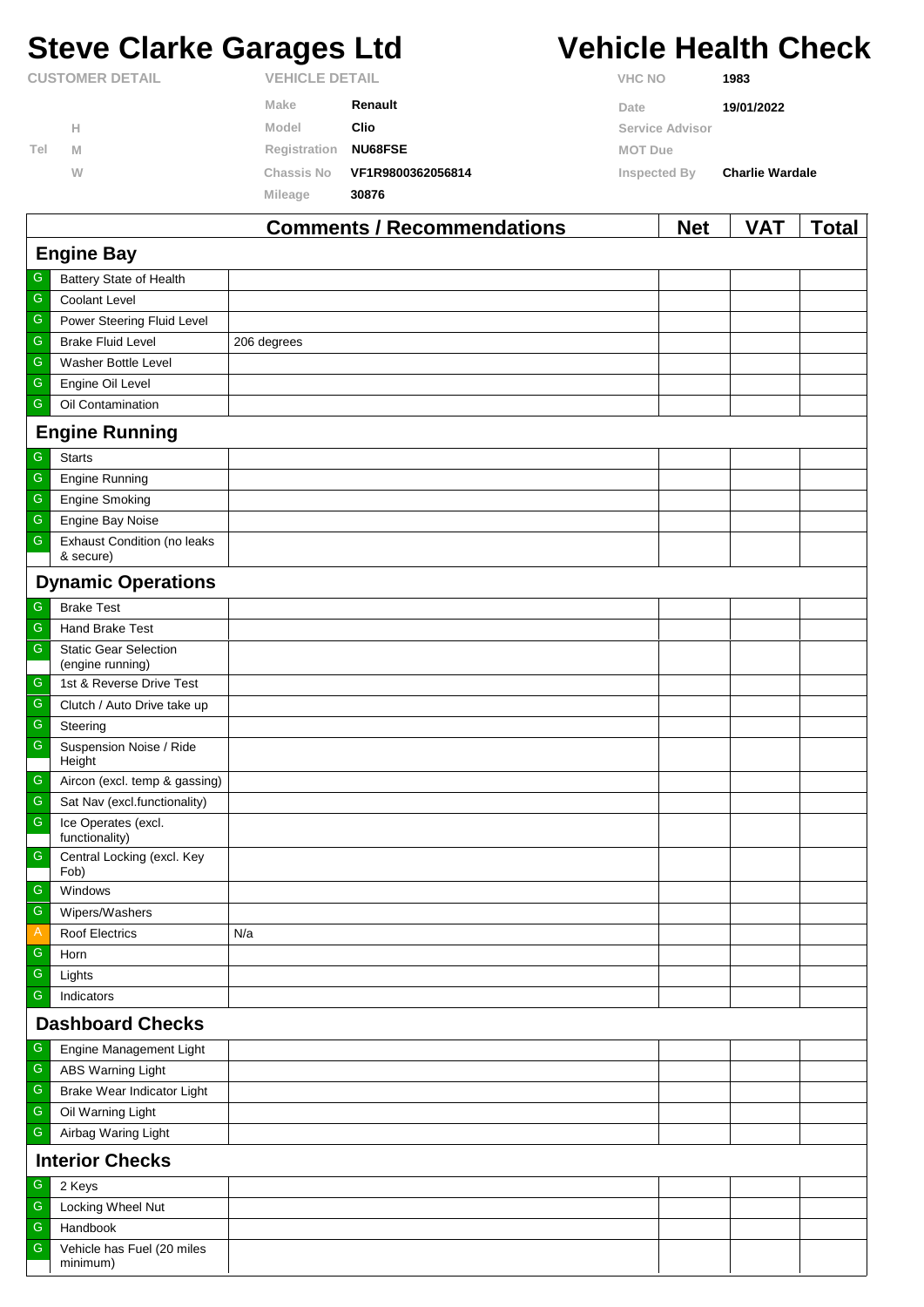# Steve Clarke Garages Ltd

# Vehicle Health Check

| CUSTOMER DETAIL | | VEHICLE DETAIL | | VHC NO | 1983 |
|---|---|---|---|---|---|
| | | Make | Renault | Date | 19/01/2022 |
| | H | Model | Clio | Service Advisor | |
| Tel | M | Registration | NU68FSE | MOT Due | |
| | W | Chassis No | VF1R9800362056814 | Inspected By | Charlie Wardale |
| | | Mileage | 30876 | | |

| | | Comments / Recommendations | Net | VAT | Total |
|---|---|---|---|---|---|
| **Engine Bay** | | | | | |
| G | Battery State of Health | | | | |
| G | Coolant Level | | | | |
| G | Power Steering Fluid Level | | | | |
| G | Brake Fluid Level | 206 degrees | | | |
| G | Washer Bottle Level | | | | |
| G | Engine Oil Level | | | | |
| G | Oil Contamination | | | | |
| **Engine Running** | | | | | |
| G | Starts | | | | |
| G | Engine Running | | | | |
| G | Engine Smoking | | | | |
| G | Engine Bay Noise | | | | |
| G | Exhaust Condition (no leaks & secure) | | | | |
| **Dynamic Operations** | | | | | |
| G | Brake Test | | | | |
| G | Hand Brake Test | | | | |
| G | Static Gear Selection (engine running) | | | | |
| G | 1st & Reverse Drive Test | | | | |
| G | Clutch / Auto Drive take up | | | | |
| G | Steering | | | | |
| G | Suspension Noise / Ride Height | | | | |
| G | Aircon (excl. temp & gassing) | | | | |
| G | Sat Nav (excl.functionality) | | | | |
| G | Ice Operates (excl. functionality) | | | | |
| G | Central Locking (excl. Key Fob) | | | | |
| G | Windows | | | | |
| G | Wipers/Washers | | | | |
| A | Roof Electrics | N/a | | | |
| G | Horn | | | | |
| G | Lights | | | | |
| G | Indicators | | | | |
| **Dashboard Checks** | | | | | |
| G | Engine Management Light | | | | |
| G | ABS Warning Light | | | | |
| G | Brake Wear Indicator Light | | | | |
| G | Oil Warning Light | | | | |
| G | Airbag Waring Light | | | | |
| **Interior Checks** | | | | | |
| G | 2 Keys | | | | |
| G | Locking Wheel Nut | | | | |
| G | Handbook | | | | |
| G | Vehicle has Fuel (20 miles minimum) | | | | |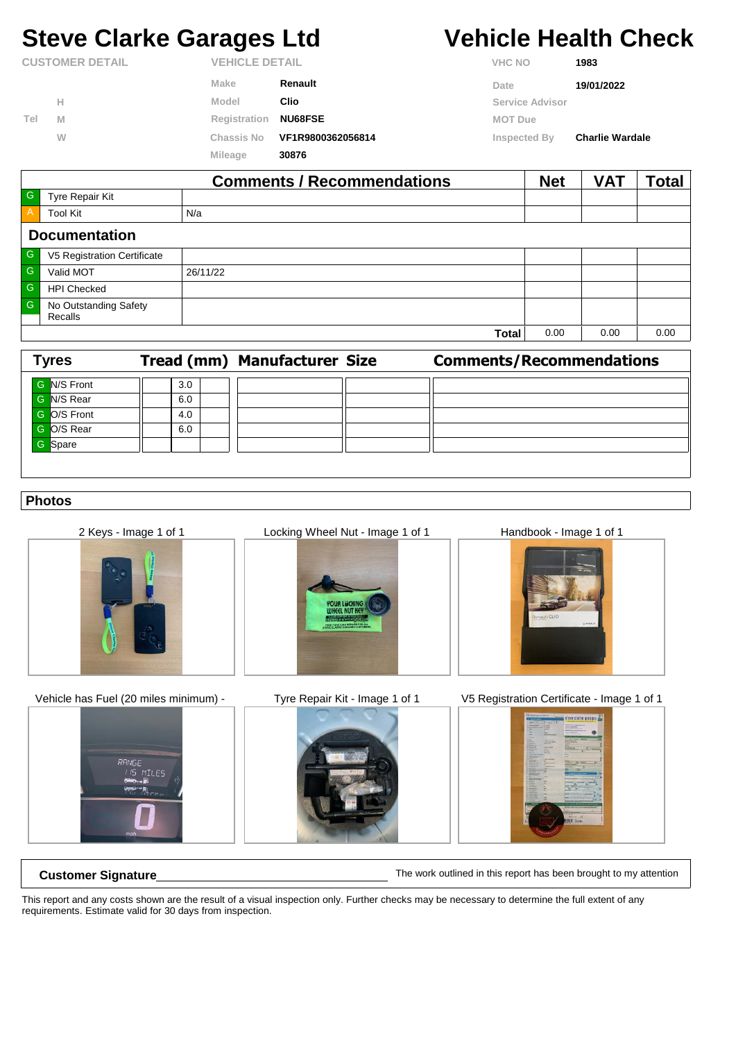# Steve Clarke Garages Ltd

# Vehicle Health Check

| CUSTOMER DETAIL | | VEHICLE DETAIL | | | |
|---|---|---|---|---|---|
| | H | Make | Renault | VHC NO | 1983 |
| Tel | M | Model | Clio | Date | 19/01/2022 |
| | W | Registration | NU68FSE | Service Advisor | |
| | | Chassis No | VF1R9800362056814 | MOT Due | |
| | | Mileage | 30876 | Inspected By | Charlie Wardale |

| | Comments / Recommendations | | Net | VAT | Total |
|---|---|---|---|---|---|
| G | Tyre Repair Kit | | | | |
| A | Tool Kit | N/a | | | |
| | **Documentation** | | | | |
| G | V5 Registration Certificate | | | | |
| G | Valid MOT | 26/11/22 | | | |
| G | HPI Checked | | | | |
| G | No Outstanding Safety Recalls | | | | |
| | | **Total** | 0.00 | 0.00 | 0.00 |

| | Tyres | Tread (mm) | | Manufacturer | Size | Comments/Recommendations |
|---|---|---|---|---|---|---|
| G | N/S Front | 3.0 | | | | |
| G | N/S Rear | 6.0 | | | | |
| G | O/S Front | 4.0 | | | | |
| G | O/S Rear | 6.0 | | | | |
| G | Spare | | | | | |

## Photos

2 Keys - Image 1 of 1

Locking Wheel Nut - Image 1 of 1

Handbook - Image 1 of 1

Vehicle has Fuel (20 miles minimum) -

Tyre Repair Kit - Image 1 of 1

V5 Registration Certificate - Image 1 of 1

**Customer Signature**\_\_\_\_\_\_\_\_\_\_\_\_\_\_\_\_\_\_\_\_\_\_\_\_\_\_\_\_\_\_ The work outlined in this report has been brought to my attention

This report and any costs shown are the result of a visual inspection only. Further checks may be necessary to determine the full extent of any requirements. Estimate valid for 30 days from inspection.